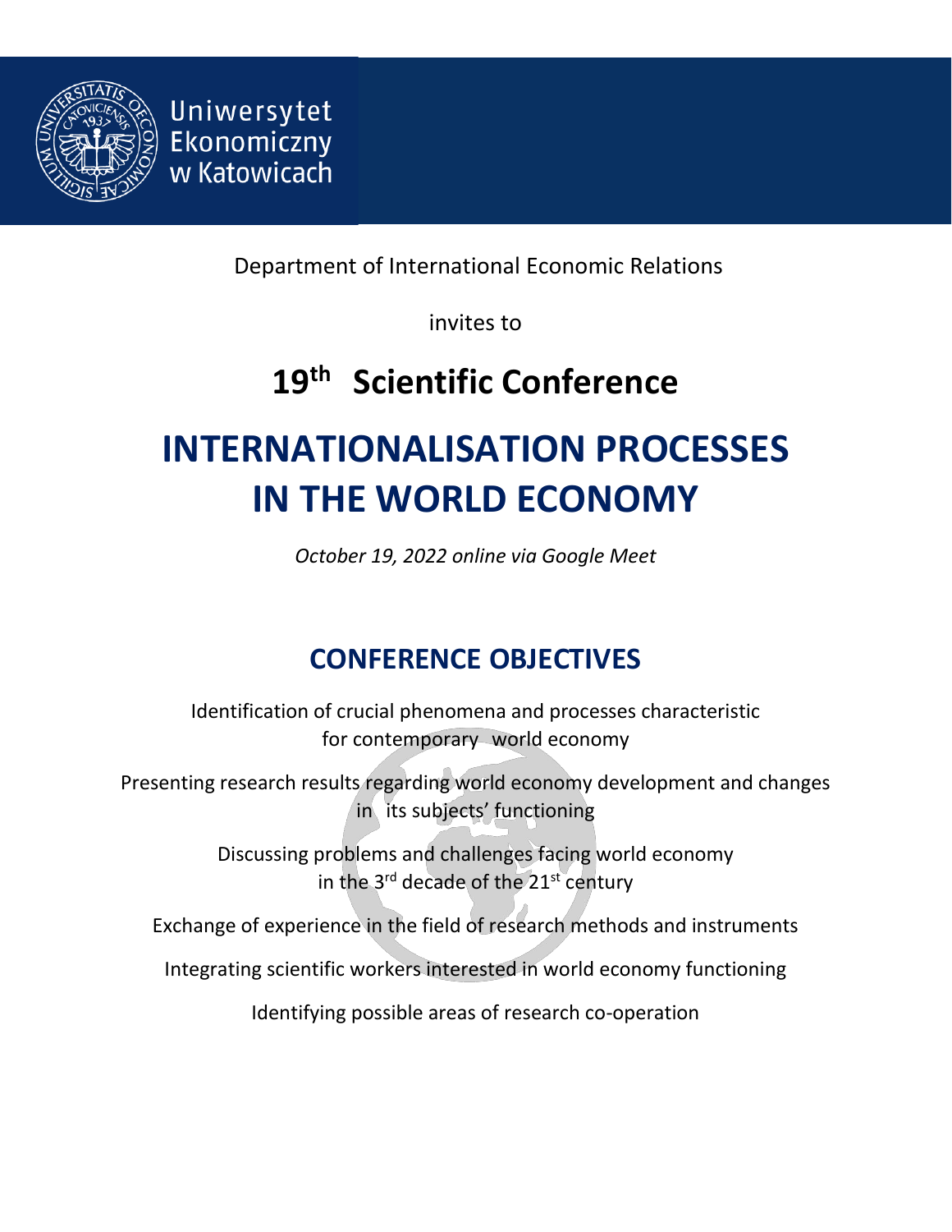Uniwersytet Ekonomiczny w Katowicach

Department of International Economic Relations

invites to

## 19th Scientific Conference

# INTERNATIONALISATION PROCESSES IN THE WORLD ECONOMY

*October 19, 2022 online via Google Meet*

## CONFERENCE OBJECTIVES

Identification of crucial phenomena and processes characteristic for contemporary world economy

Presenting research results regarding world economy development and changes in its subjects' functioning

Discussing problems and challenges facing world economy in the 3rd decade of the 21st century

Exchange of experience in the field of research methods and instruments

Integrating scientific workers interested in world economy functioning

Identifying possible areas of research co-operation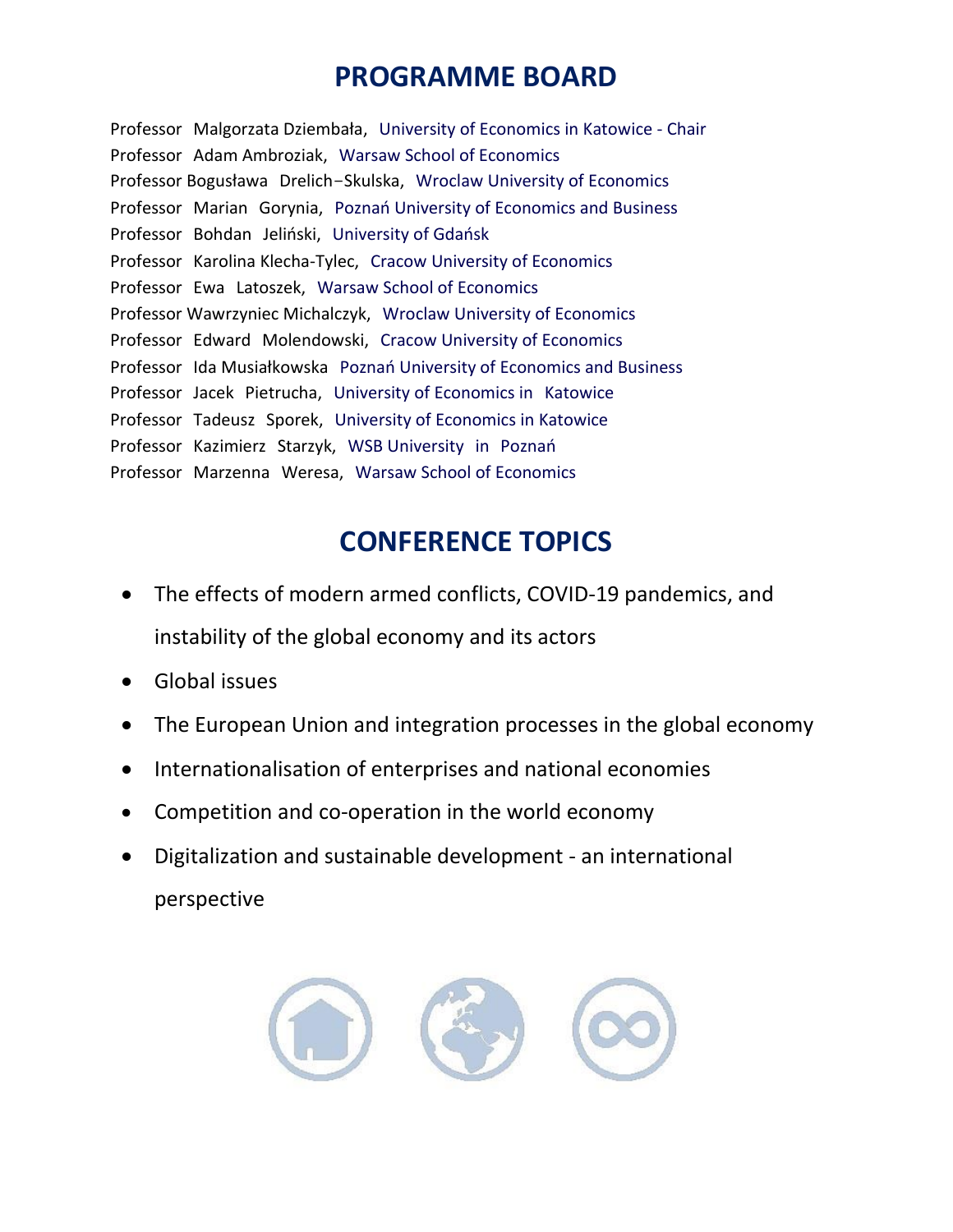# PROGRAMME BOARD

Professor Malgorzata Dziembała, University of Economics in Katowice - Chair
Professor Adam Ambroziak, Warsaw School of Economics
Professor Bogusława Drelich−Skulska, Wroclaw University of Economics
Professor Marian Gorynia, Poznań University of Economics and Business
Professor Bohdan Jeliński, University of Gdańsk
Professor Karolina Klecha-Tylec, Cracow University of Economics
Professor Ewa Latoszek, Warsaw School of Economics
Professor Wawrzyniec Michalczyk, Wroclaw University of Economics
Professor Edward Molendowski, Cracow University of Economics
Professor Ida Musiałkowska Poznań University of Economics and Business
Professor Jacek Pietrucha, University of Economics in Katowice
Professor Tadeusz Sporek, University of Economics in Katowice
Professor Kazimierz Starzyk, WSB University in Poznań
Professor Marzenna Weresa, Warsaw School of Economics

# CONFERENCE TOPICS

- The effects of modern armed conflicts, COVID-19 pandemics, and instability of the global economy and its actors
- Global issues
- The European Union and integration processes in the global economy
- Internationalisation of enterprises and national economies
- Competition and co-operation in the world economy
- Digitalization and sustainable development - an international perspective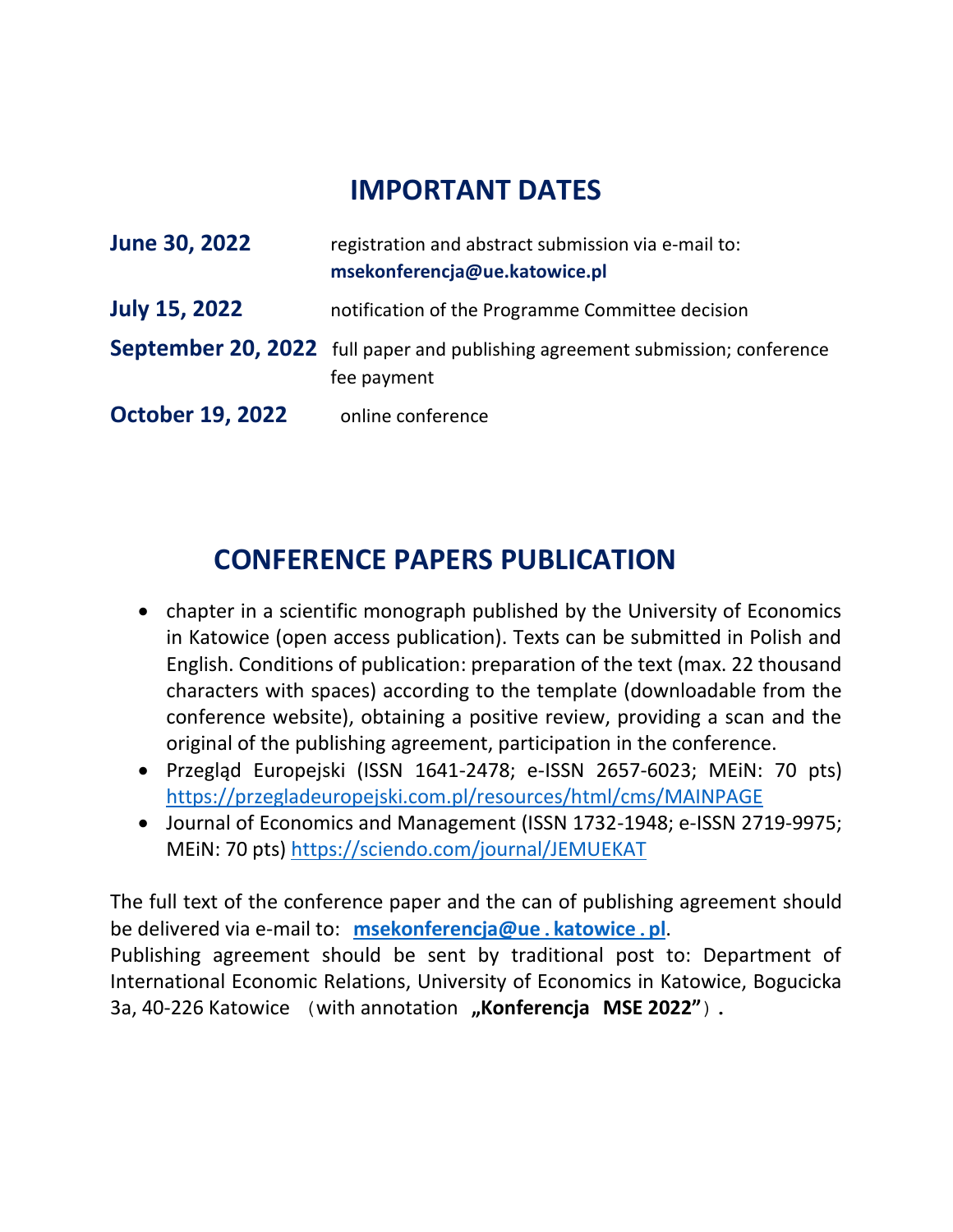## IMPORTANT DATES

| | |
|---|---|
| **June 30, 2022** | registration and abstract submission via e-mail to: **msekonferencja@ue.katowice.pl** |
| **July 15, 2022** | notification of the Programme Committee decision |
| **September 20, 2022** | full paper and publishing agreement submission; conference fee payment |
| **October 19, 2022** | online conference |

## CONFERENCE PAPERS PUBLICATION

- chapter in a scientific monograph published by the University of Economics in Katowice (open access publication). Texts can be submitted in Polish and English. Conditions of publication: preparation of the text (max. 22 thousand characters with spaces) according to the template (downloadable from the conference website), obtaining a positive review, providing a scan and the original of the publishing agreement, participation in the conference.
- Przegląd Europejski (ISSN 1641-2478; e-ISSN 2657-6023; MEiN: 70 pts) https://przegladeuropejski.com.pl/resources/html/cms/MAINPAGE
- Journal of Economics and Management (ISSN 1732-1948; e-ISSN 2719-9975; MEiN: 70 pts) https://sciendo.com/journal/JEMUEKAT

The full text of the conference paper and the can of publishing agreement should be delivered via e-mail to: **msekonferencja@ue . katowice . pl**.
Publishing agreement should be sent by traditional post to: Department of International Economic Relations, University of Economics in Katowice, Bogucicka 3a, 40-226 Katowice （with annotation **„Konferencja MSE 2022"**）**.**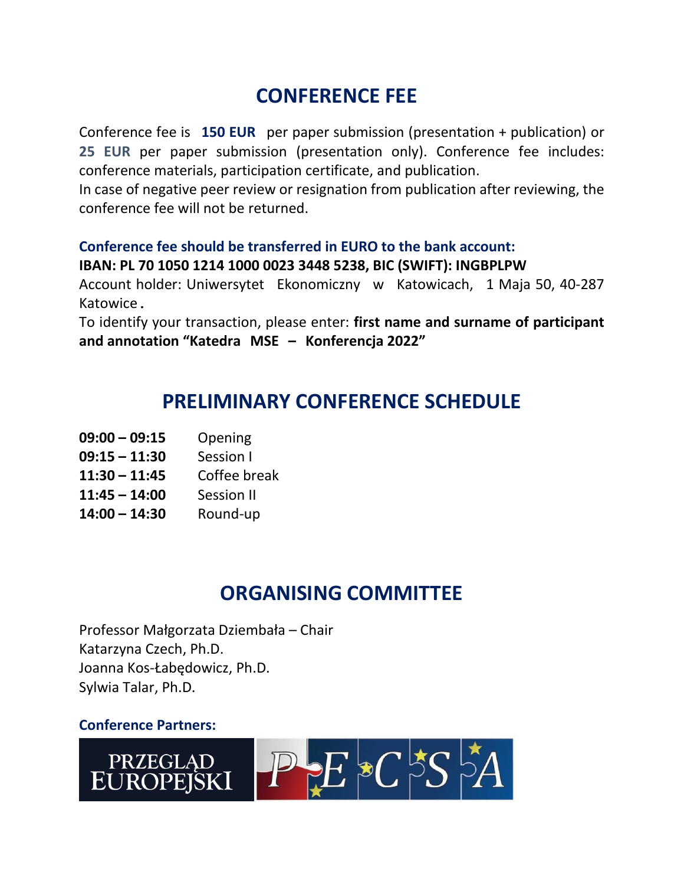## CONFERENCE FEE

Conference fee is **150 EUR** per paper submission (presentation + publication) or **25 EUR** per paper submission (presentation only). Conference fee includes: conference materials, participation certificate, and publication.

In case of negative peer review or resignation from publication after reviewing, the conference fee will not be returned.

**Conference fee should be transferred in EURO to the bank account:**

**IBAN: PL 70 1050 1214 1000 0023 3448 5238, BIC (SWIFT): INGBPLPW**

Account holder: Uniwersytet Ekonomiczny w Katowicach, 1 Maja 50, 40-287 Katowice.

To identify your transaction, please enter: **first name and surname of participant and annotation "Katedra MSE – Konferencja 2022"**

## PRELIMINARY CONFERENCE SCHEDULE

| | |
|---|---|
| **09:00 – 09:15** | Opening |
| **09:15 – 11:30** | Session I |
| **11:30 – 11:45** | Coffee break |
| **11:45 – 14:00** | Session II |
| **14:00 – 14:30** | Round-up |

## ORGANISING COMMITTEE

Professor Małgorzata Dziembała – Chair
Katarzyna Czech, Ph.D.
Joanna Kos-Łabędowicz, Ph.D.
Sylwia Talar, Ph.D.

**Conference Partners:**

PRZEGLĄD EUROPEJSKI

PECSA